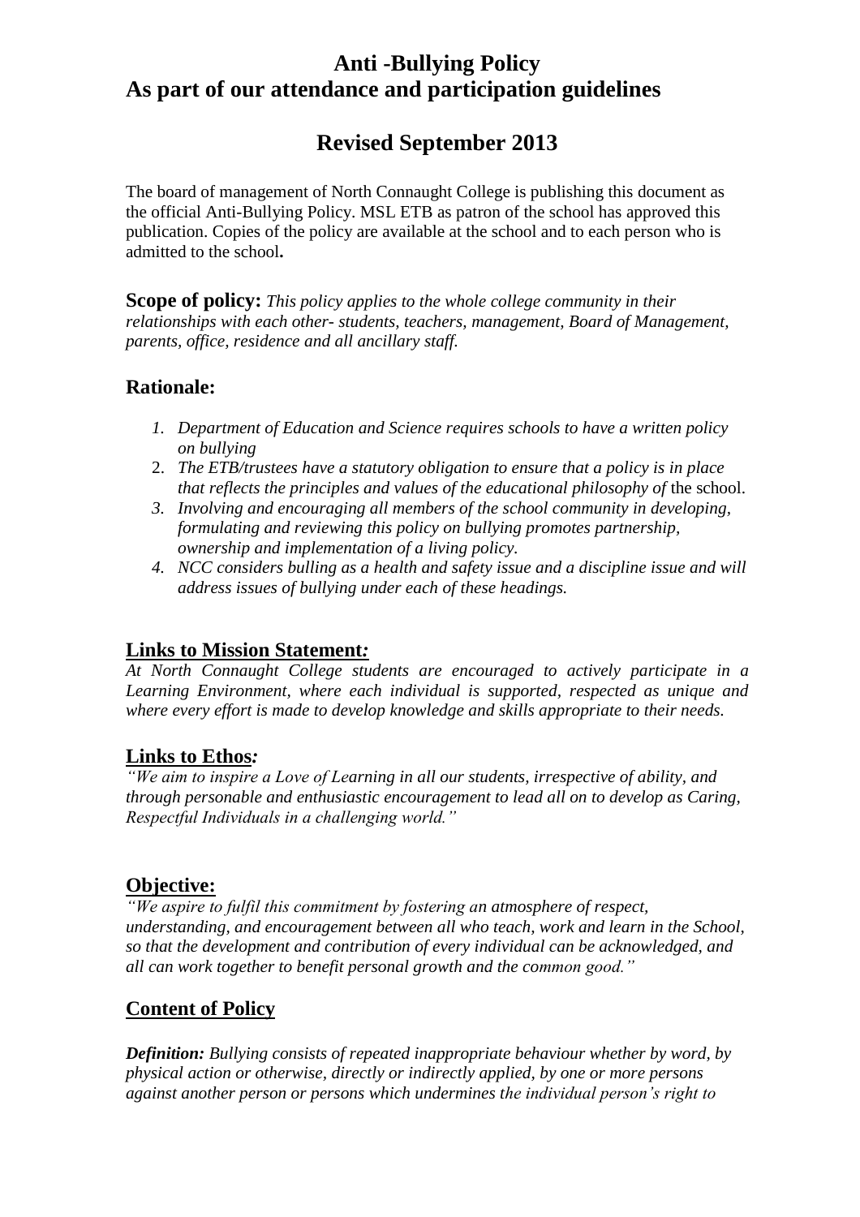# Anti -Bullying Policy
# As part of our attendance and participation guidelines

## Revised September 2013

The board of management of North Connaught College is publishing this document as the official Anti-Bullying Policy. MSL ETB as patron of the school has approved this publication. Copies of the policy are available at the school and to each person who is admitted to the school**.**

**Scope of policy:** *This policy applies to the whole college community in their relationships with each other- students, teachers, management, Board of Management, parents, office, residence and all ancillary staff.*

## Rationale:

1. *Department of Education and Science requires schools to have a written policy on bullying*
2. *The ETB/trustees have a statutory obligation to ensure that a policy is in place that reflects the principles and values of the educational philosophy of* the school.
3. *Involving and encouraging all members of the school community in developing, formulating and reviewing this policy on bullying promotes partnership, ownership and implementation of a living policy.*
4. *NCC considers bulling as a health and safety issue and a discipline issue and will address issues of bullying under each of these headings.*

## Links to Mission Statement*:*

*At North Connaught College students are encouraged to actively participate in a Learning Environment, where each individual is supported, respected as unique and where every effort is made to develop knowledge and skills appropriate to their needs.*

## Links to Ethos*:*

*"We aim to inspire a Love of Learning in all our students, irrespective of ability, and through personable and enthusiastic encouragement to lead all on to develop as Caring, Respectful Individuals in a challenging world."*

## Objective:

*"We aspire to fulfil this commitment by fostering an atmosphere of respect, understanding, and encouragement between all who teach, work and learn in the School, so that the development and contribution of every individual can be acknowledged, and all can work together to benefit personal growth and the common good."*

## Content of Policy

***Definition:*** *Bullying consists of repeated inappropriate behaviour whether by word, by physical action or otherwise, directly or indirectly applied, by one or more persons against another person or persons which undermines the individual person's right to*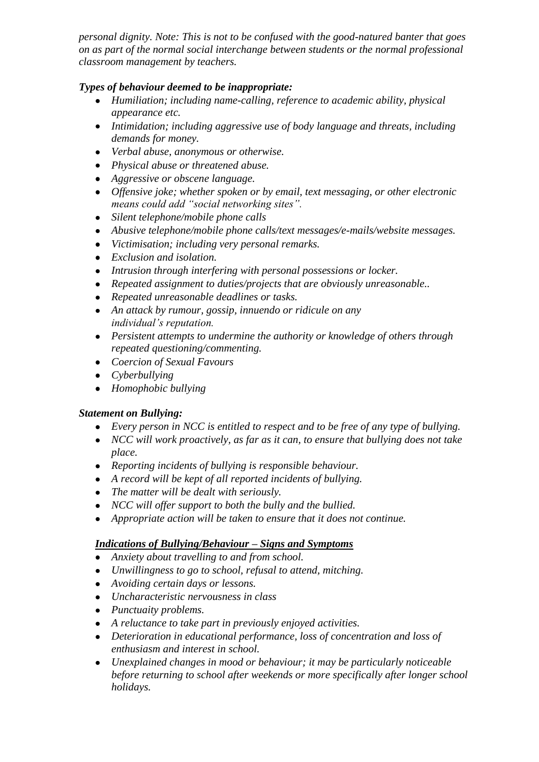*personal dignity. Note: This is not to be confused with the good-natured banter that goes on as part of the normal social interchange between students or the normal professional classroom management by teachers.*

***Types of behaviour deemed to be inappropriate:***

- *Humiliation; including name-calling, reference to academic ability, physical appearance etc.*
- *Intimidation; including aggressive use of body language and threats, including demands for money.*
- *Verbal abuse, anonymous or otherwise.*
- *Physical abuse or threatened abuse.*
- *Aggressive or obscene language.*
- *Offensive joke; whether spoken or by email, text messaging, or other electronic means could add "social networking sites".*
- *Silent telephone/mobile phone calls*
- *Abusive telephone/mobile phone calls/text messages/e-mails/website messages.*
- *Victimisation; including very personal remarks.*
- *Exclusion and isolation.*
- *Intrusion through interfering with personal possessions or locker.*
- *Repeated assignment to duties/projects that are obviously unreasonable..*
- *Repeated unreasonable deadlines or tasks.*
- *An attack by rumour, gossip, innuendo or ridicule on any individual's reputation.*
- *Persistent attempts to undermine the authority or knowledge of others through repeated questioning/commenting.*
- *Coercion of Sexual Favours*
- *Cyberbullying*
- *Homophobic bullying*

***Statement on Bullying:***

- *Every person in NCC is entitled to respect and to be free of any type of bullying.*
- *NCC will work proactively, as far as it can, to ensure that bullying does not take place.*
- *Reporting incidents of bullying is responsible behaviour.*
- *A record will be kept of all reported incidents of bullying.*
- *The matter will be dealt with seriously.*
- *NCC will offer support to both the bully and the bullied.*
- *Appropriate action will be taken to ensure that it does not continue.*

***Indications of Bullying/Behaviour – Signs and Symptoms***

- *Anxiety about travelling to and from school.*
- *Unwillingness to go to school, refusal to attend, mitching.*
- *Avoiding certain days or lessons.*
- *Uncharacteristic nervousness in class*
- *Punctuaity problems.*
- *A reluctance to take part in previously enjoyed activities.*
- *Deterioration in educational performance, loss of concentration and loss of enthusiasm and interest in school.*
- *Unexplained changes in mood or behaviour; it may be particularly noticeable before returning to school after weekends or more specifically after longer school holidays.*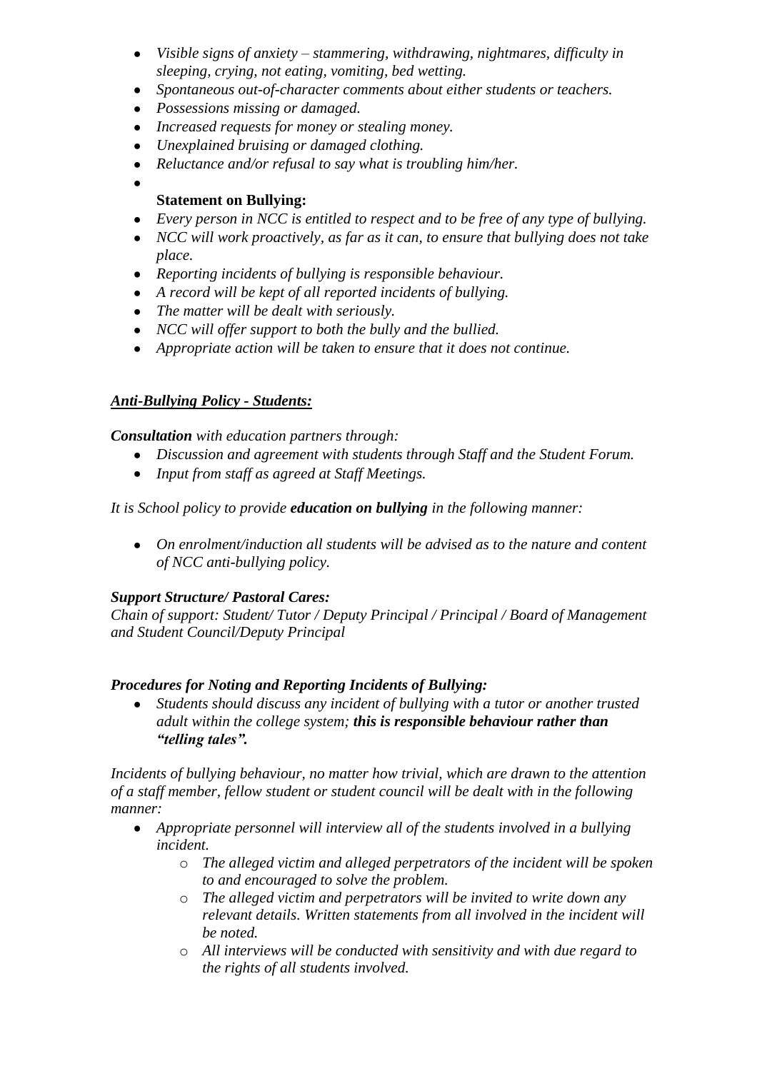- *Visible signs of anxiety – stammering, withdrawing, nightmares, difficulty in sleeping, crying, not eating, vomiting, bed wetting.*
- *Spontaneous out-of-character comments about either students or teachers.*
- *Possessions missing or damaged.*
- *Increased requests for money or stealing money.*
- *Unexplained bruising or damaged clothing.*
- *Reluctance and/or refusal to say what is troubling him/her.*
- **Statement on Bullying:**
- *Every person in NCC is entitled to respect and to be free of any type of bullying.*
- *NCC will work proactively, as far as it can, to ensure that bullying does not take place.*
- *Reporting incidents of bullying is responsible behaviour.*
- *A record will be kept of all reported incidents of bullying.*
- *The matter will be dealt with seriously.*
- *NCC will offer support to both the bully and the bullied.*
- *Appropriate action will be taken to ensure that it does not continue.*

***Anti-Bullying Policy - Students:***

***Consultation*** *with education partners through:*

- *Discussion and agreement with students through Staff and the Student Forum.*
- *Input from staff as agreed at Staff Meetings.*

*It is School policy to provide* ***education on bullying*** *in the following manner:*

- *On enrolment/induction all students will be advised as to the nature and content of NCC anti-bullying policy.*

***Support Structure/ Pastoral Cares:***

*Chain of support: Student/ Tutor / Deputy Principal / Principal / Board of Management and Student Council/Deputy Principal*

***Procedures for Noting and Reporting Incidents of Bullying:***

- *Students should discuss any incident of bullying with a tutor or another trusted adult within the college system;* ***this is responsible behaviour rather than "telling tales".***

*Incidents of bullying behaviour, no matter how trivial, which are drawn to the attention of a staff member, fellow student or student council will be dealt with in the following manner:*

- *Appropriate personnel will interview all of the students involved in a bullying incident.*
    - *The alleged victim and alleged perpetrators of the incident will be spoken to and encouraged to solve the problem.*
    - *The alleged victim and perpetrators will be invited to write down any relevant details. Written statements from all involved in the incident will be noted.*
    - *All interviews will be conducted with sensitivity and with due regard to the rights of all students involved.*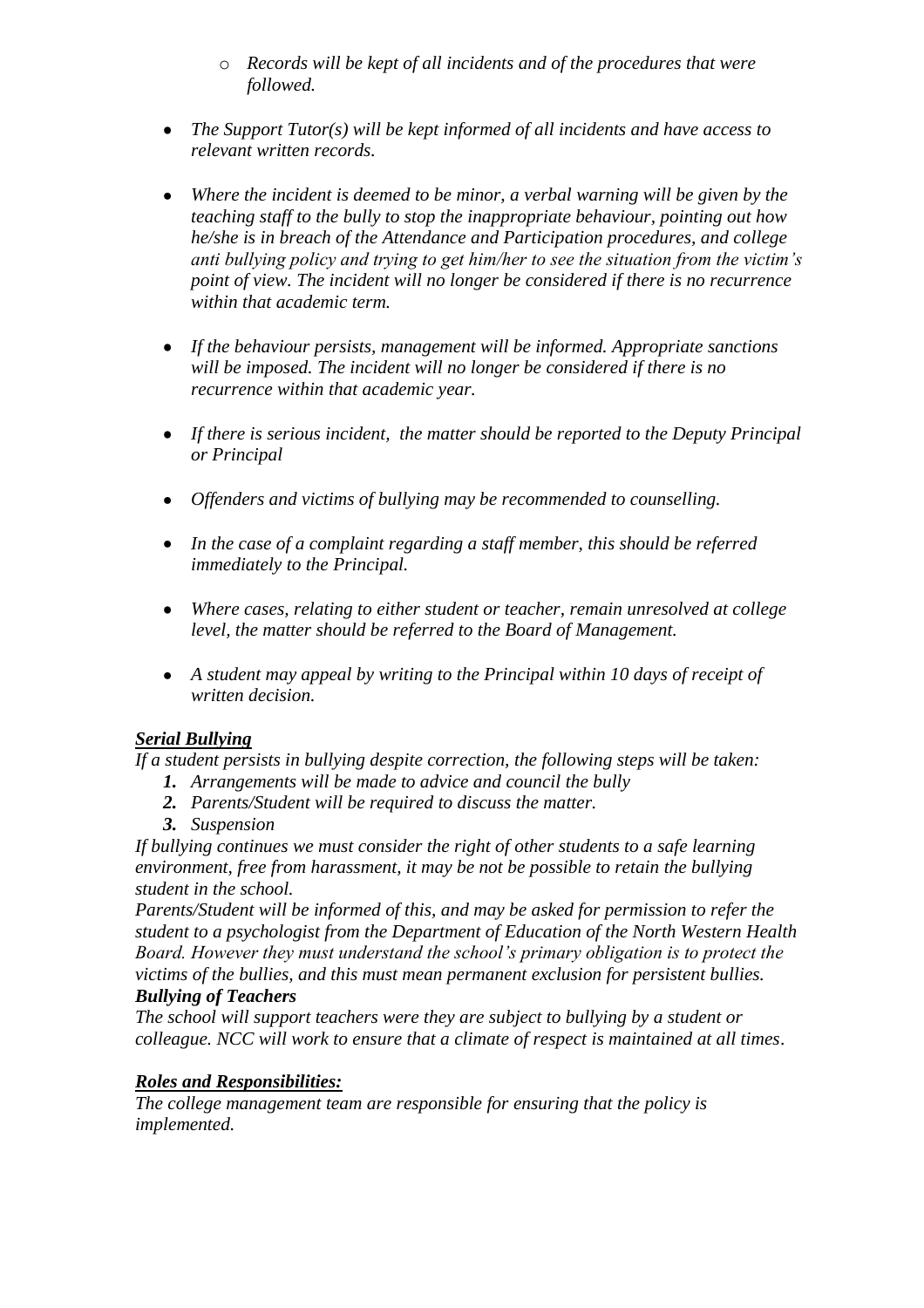- *Records will be kept of all incidents and of the procedures that were followed.*

- *The Support Tutor(s) will be kept informed of all incidents and have access to relevant written records.*

- *Where the incident is deemed to be minor, a verbal warning will be given by the teaching staff to the bully to stop the inappropriate behaviour, pointing out how he/she is in breach of the Attendance and Participation procedures, and college anti bullying policy and trying to get him/her to see the situation from the victim's point of view. The incident will no longer be considered if there is no recurrence within that academic term.*

- *If the behaviour persists, management will be informed. Appropriate sanctions will be imposed. The incident will no longer be considered if there is no recurrence within that academic year.*

- *If there is serious incident, the matter should be reported to the Deputy Principal or Principal*

- *Offenders and victims of bullying may be recommended to counselling.*

- *In the case of a complaint regarding a staff member, this should be referred immediately to the Principal.*

- *Where cases, relating to either student or teacher, remain unresolved at college level, the matter should be referred to the Board of Management.*

- *A student may appeal by writing to the Principal within 10 days of receipt of written decision.*

***Serial Bullying***

*If a student persists in bullying despite correction, the following steps will be taken:*

1. *Arrangements will be made to advice and council the bully*
2. *Parents/Student will be required to discuss the matter.*
3. *Suspension*

*If bullying continues we must consider the right of other students to a safe learning environment, free from harassment, it may be not be possible to retain the bullying student in the school.*

*Parents/Student will be informed of this, and may be asked for permission to refer the student to a psychologist from the Department of Education of the North Western Health Board. However they must understand the school's primary obligation is to protect the victims of the bullies, and this must mean permanent exclusion for persistent bullies.*

***Bullying of Teachers***

*The school will support teachers were they are subject to bullying by a student or colleague. NCC will work to ensure that a climate of respect is maintained at all times.*

***Roles and Responsibilities:***

*The college management team are responsible for ensuring that the policy is implemented.*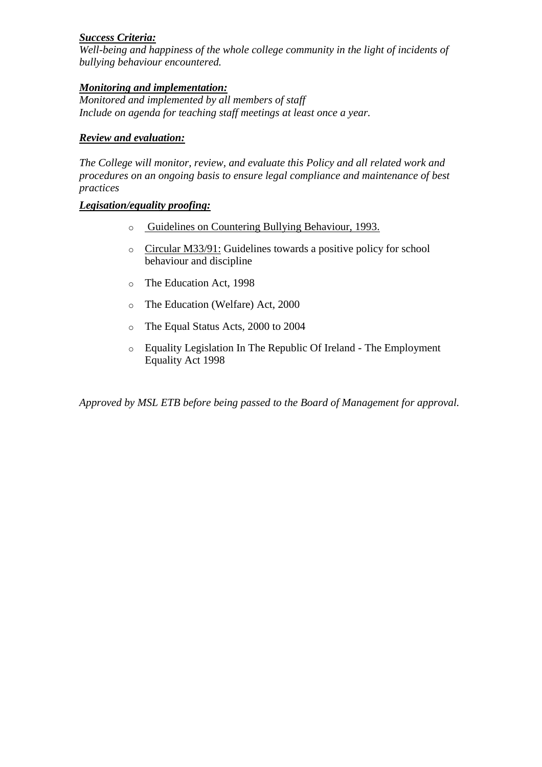***Success Criteria:***
*Well-being and happiness of the whole college community in the light of incidents of bullying behaviour encountered.*

***Monitoring and implementation:***
*Monitored and implemented by all members of staff*
*Include on agenda for teaching staff meetings at least once a year.*

***Review and evaluation:***

*The College will monitor, review, and evaluate this Policy and all related work and procedures on an ongoing basis to ensure legal compliance and maintenance of best practices*

***Legisation/equality proofing:***

- Guidelines on Countering Bullying Behaviour, 1993.
- Circular M33/91: Guidelines towards a positive policy for school behaviour and discipline
- The Education Act, 1998
- The Education (Welfare) Act, 2000
- The Equal Status Acts, 2000 to 2004
- Equality Legislation In The Republic Of Ireland - The Employment Equality Act 1998

*Approved by MSL ETB before being passed to the Board of Management for approval.*